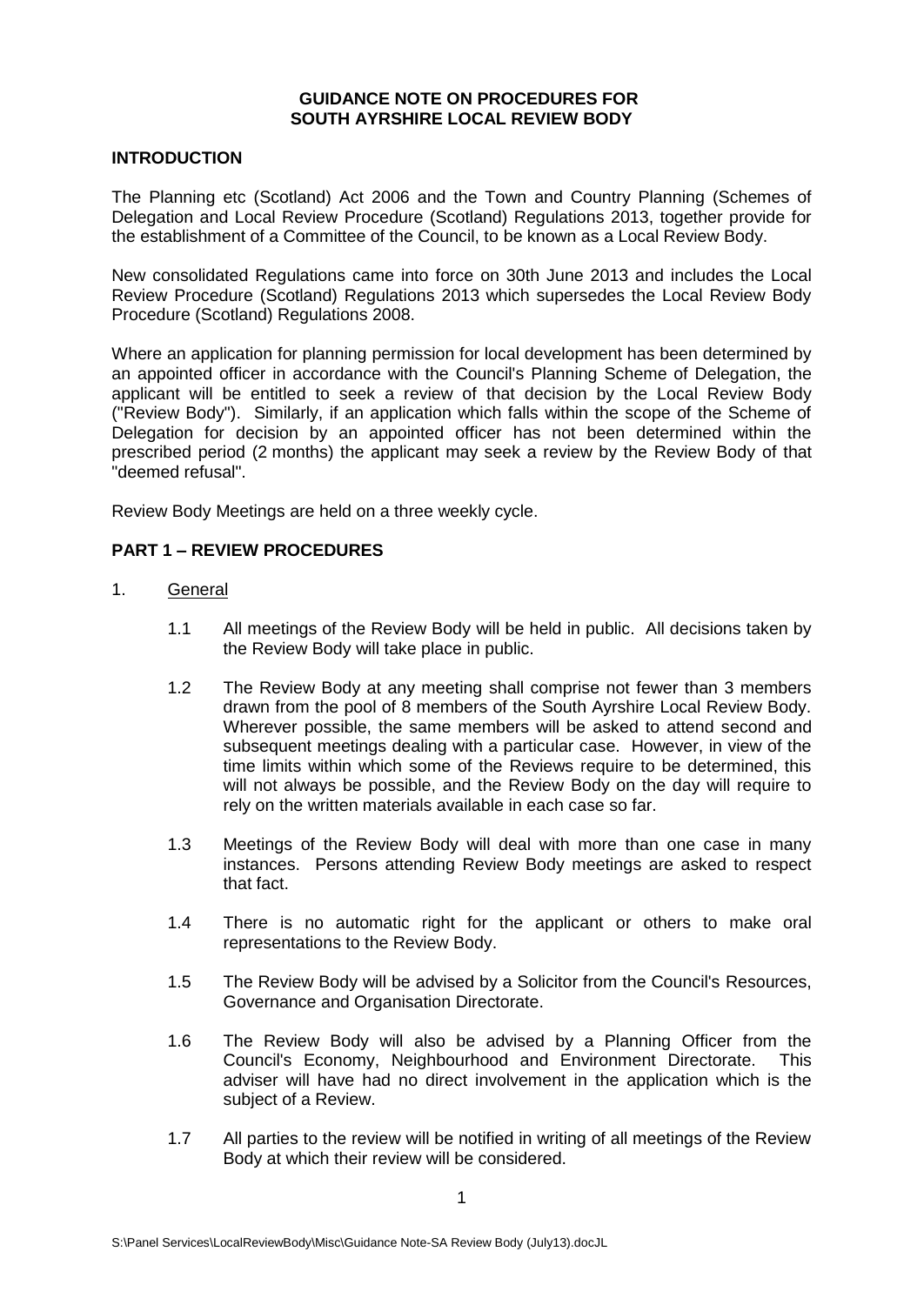# GUIDANCE NOTE ON PROCEDURES FOR SOUTH AYRSHIRE LOCAL REVIEW BODY

## INTRODUCTION

The Planning etc (Scotland) Act 2006 and the Town and Country Planning (Schemes of Delegation and Local Review Procedure (Scotland) Regulations 2013, together provide for the establishment of a Committee of the Council, to be known as a Local Review Body.

New consolidated Regulations came into force on 30th June 2013 and includes the Local Review Procedure (Scotland) Regulations 2013 which supersedes the Local Review Body Procedure (Scotland) Regulations 2008.

Where an application for planning permission for local development has been determined by an appointed officer in accordance with the Council's Planning Scheme of Delegation, the applicant will be entitled to seek a review of that decision by the Local Review Body ("Review Body"). Similarly, if an application which falls within the scope of the Scheme of Delegation for decision by an appointed officer has not been determined within the prescribed period (2 months) the applicant may seek a review by the Review Body of that "deemed refusal".

Review Body Meetings are held on a three weekly cycle.

## PART 1 – REVIEW PROCEDURES

1. <u>General</u>

   1.1 All meetings of the Review Body will be held in public. All decisions taken by the Review Body will take place in public.

   1.2 The Review Body at any meeting shall comprise not fewer than 3 members drawn from the pool of 8 members of the South Ayrshire Local Review Body. Wherever possible, the same members will be asked to attend second and subsequent meetings dealing with a particular case. However, in view of the time limits within which some of the Reviews require to be determined, this will not always be possible, and the Review Body on the day will require to rely on the written materials available in each case so far.

   1.3 Meetings of the Review Body will deal with more than one case in many instances. Persons attending Review Body meetings are asked to respect that fact.

   1.4 There is no automatic right for the applicant or others to make oral representations to the Review Body.

   1.5 The Review Body will be advised by a Solicitor from the Council's Resources, Governance and Organisation Directorate.

   1.6 The Review Body will also be advised by a Planning Officer from the Council's Economy, Neighbourhood and Environment Directorate. This adviser will have had no direct involvement in the application which is the subject of a Review.

   1.7 All parties to the review will be notified in writing of all meetings of the Review Body at which their review will be considered.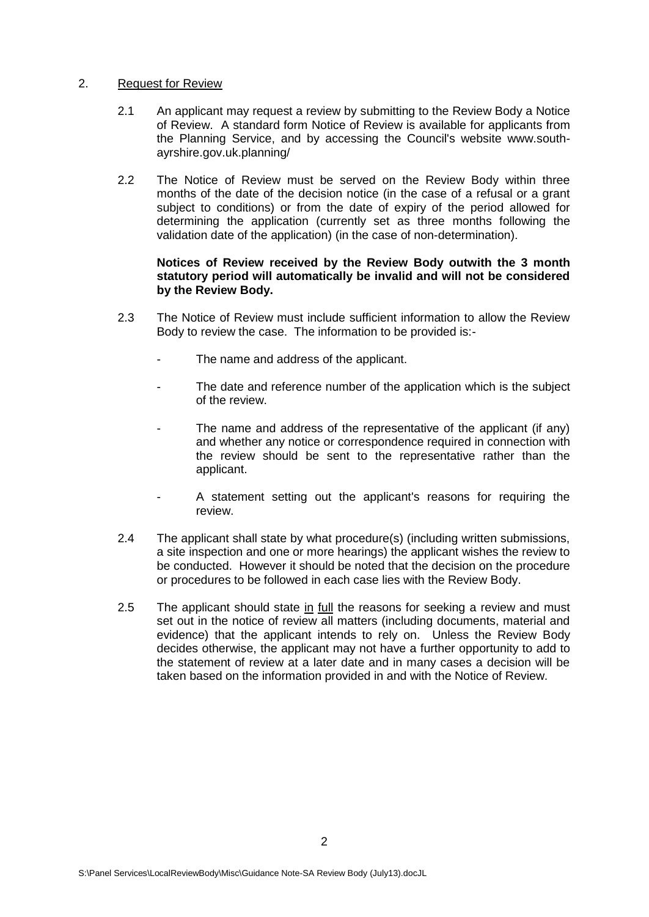## 2. Request for Review

2.1 An applicant may request a review by submitting to the Review Body a Notice of Review. A standard form Notice of Review is available for applicants from the Planning Service, and by accessing the Council's website www.south-ayrshire.gov.uk.planning/

2.2 The Notice of Review must be served on the Review Body within three months of the date of the decision notice (in the case of a refusal or a grant subject to conditions) or from the date of expiry of the period allowed for determining the application (currently set as three months following the validation date of the application) (in the case of non-determination).

**Notices of Review received by the Review Body outwith the 3 month statutory period will automatically be invalid and will not be considered by the Review Body.**

2.3 The Notice of Review must include sufficient information to allow the Review Body to review the case. The information to be provided is:-

- The name and address of the applicant.
- The date and reference number of the application which is the subject of the review.
- The name and address of the representative of the applicant (if any) and whether any notice or correspondence required in connection with the review should be sent to the representative rather than the applicant.
- A statement setting out the applicant's reasons for requiring the review.

2.4 The applicant shall state by what procedure(s) (including written submissions, a site inspection and one or more hearings) the applicant wishes the review to be conducted. However it should be noted that the decision on the procedure or procedures to be followed in each case lies with the Review Body.

2.5 The applicant should state in full the reasons for seeking a review and must set out in the notice of review all matters (including documents, material and evidence) that the applicant intends to rely on. Unless the Review Body decides otherwise, the applicant may not have a further opportunity to add to the statement of review at a later date and in many cases a decision will be taken based on the information provided in and with the Notice of Review.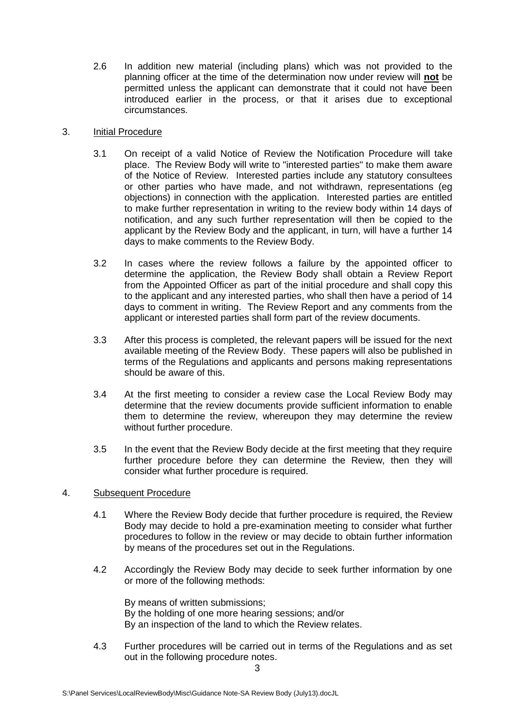2.6 In addition new material (including plans) which was not provided to the planning officer at the time of the determination now under review will **not** be permitted unless the applicant can demonstrate that it could not have been introduced earlier in the process, or that it arises due to exceptional circumstances.

## 3. Initial Procedure

3.1 On receipt of a valid Notice of Review the Notification Procedure will take place. The Review Body will write to "interested parties" to make them aware of the Notice of Review. Interested parties include any statutory consultees or other parties who have made, and not withdrawn, representations (eg objections) in connection with the application. Interested parties are entitled to make further representation in writing to the review body within 14 days of notification, and any such further representation will then be copied to the applicant by the Review Body and the applicant, in turn, will have a further 14 days to make comments to the Review Body.

3.2 In cases where the review follows a failure by the appointed officer to determine the application, the Review Body shall obtain a Review Report from the Appointed Officer as part of the initial procedure and shall copy this to the applicant and any interested parties, who shall then have a period of 14 days to comment in writing. The Review Report and any comments from the applicant or interested parties shall form part of the review documents.

3.3 After this process is completed, the relevant papers will be issued for the next available meeting of the Review Body. These papers will also be published in terms of the Regulations and applicants and persons making representations should be aware of this.

3.4 At the first meeting to consider a review case the Local Review Body may determine that the review documents provide sufficient information to enable them to determine the review, whereupon they may determine the review without further procedure.

3.5 In the event that the Review Body decide at the first meeting that they require further procedure before they can determine the Review, then they will consider what further procedure is required.

## 4. Subsequent Procedure

4.1 Where the Review Body decide that further procedure is required, the Review Body may decide to hold a pre-examination meeting to consider what further procedures to follow in the review or may decide to obtain further information by means of the procedures set out in the Regulations.

4.2 Accordingly the Review Body may decide to seek further information by one or more of the following methods:

By means of written submissions;
By the holding of one more hearing sessions; and/or
By an inspection of the land to which the Review relates.

4.3 Further procedures will be carried out in terms of the Regulations and as set out in the following procedure notes.

S:\Panel Services\LocalReviewBody\Misc\Guidance Note-SA Review Body (July13).docJL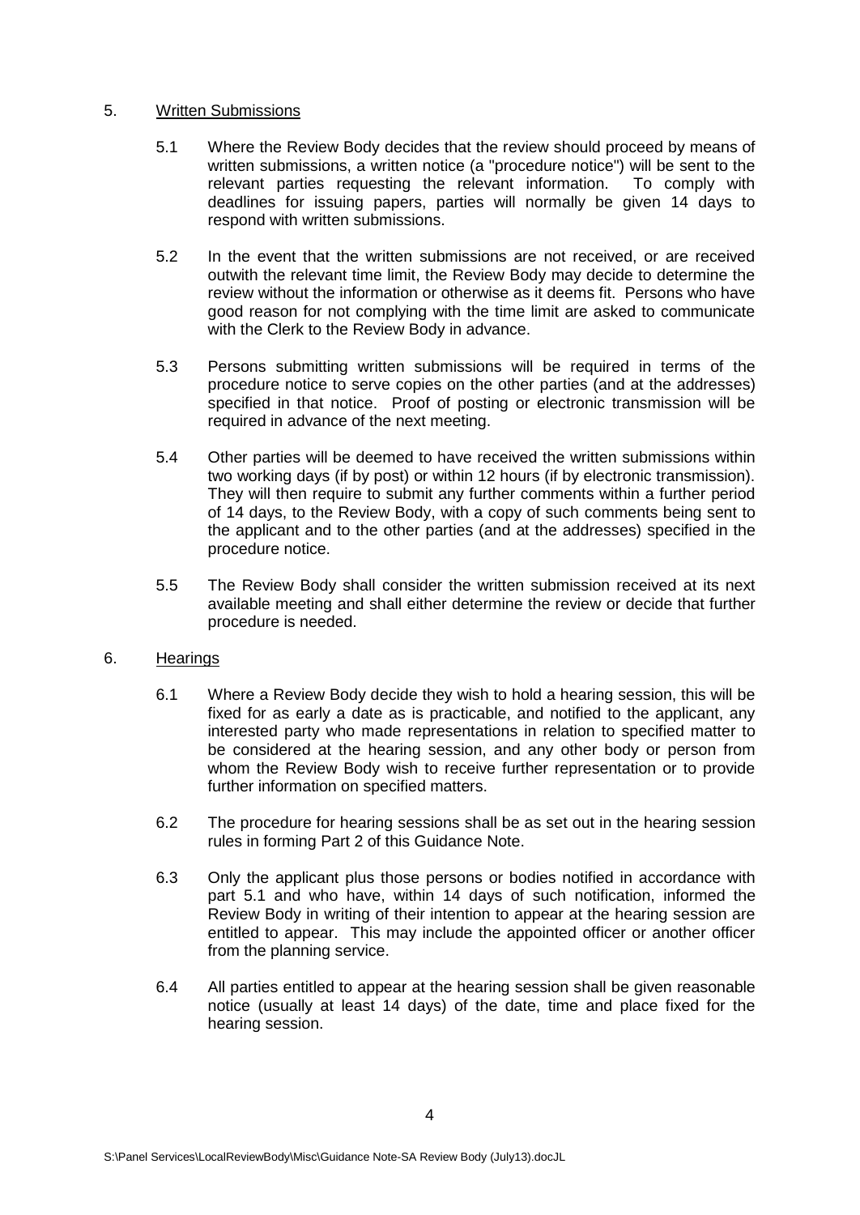5. <u>Written Submissions</u>

   5.1 Where the Review Body decides that the review should proceed by means of written submissions, a written notice (a "procedure notice") will be sent to the relevant parties requesting the relevant information. To comply with deadlines for issuing papers, parties will normally be given 14 days to respond with written submissions.

   5.2 In the event that the written submissions are not received, or are received outwith the relevant time limit, the Review Body may decide to determine the review without the information or otherwise as it deems fit. Persons who have good reason for not complying with the time limit are asked to communicate with the Clerk to the Review Body in advance.

   5.3 Persons submitting written submissions will be required in terms of the procedure notice to serve copies on the other parties (and at the addresses) specified in that notice. Proof of posting or electronic transmission will be required in advance of the next meeting.

   5.4 Other parties will be deemed to have received the written submissions within two working days (if by post) or within 12 hours (if by electronic transmission). They will then require to submit any further comments within a further period of 14 days, to the Review Body, with a copy of such comments being sent to the applicant and to the other parties (and at the addresses) specified in the procedure notice.

   5.5 The Review Body shall consider the written submission received at its next available meeting and shall either determine the review or decide that further procedure is needed.

6. <u>Hearings</u>

   6.1 Where a Review Body decide they wish to hold a hearing session, this will be fixed for as early a date as is practicable, and notified to the applicant, any interested party who made representations in relation to specified matter to be considered at the hearing session, and any other body or person from whom the Review Body wish to receive further representation or to provide further information on specified matters.

   6.2 The procedure for hearing sessions shall be as set out in the hearing session rules in forming Part 2 of this Guidance Note.

   6.3 Only the applicant plus those persons or bodies notified in accordance with part 5.1 and who have, within 14 days of such notification, informed the Review Body in writing of their intention to appear at the hearing session are entitled to appear. This may include the appointed officer or another officer from the planning service.

   6.4 All parties entitled to appear at the hearing session shall be given reasonable notice (usually at least 14 days) of the date, time and place fixed for the hearing session.

S:\Panel Services\LocalReviewBody\Misc\Guidance Note-SA Review Body (July13).docJL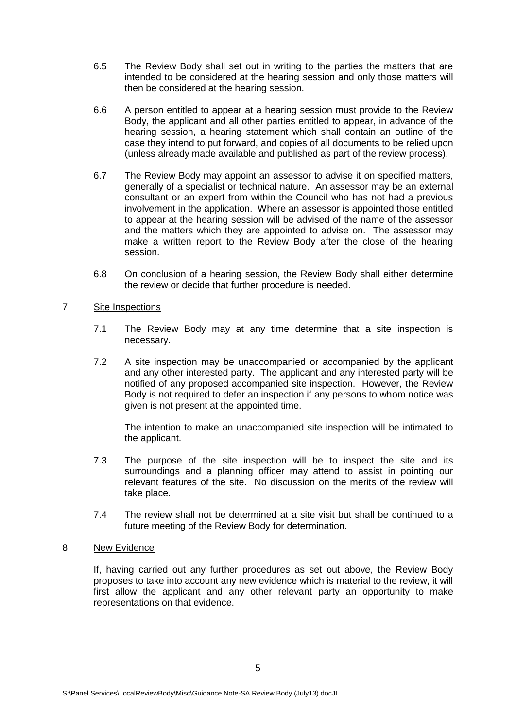6.5 The Review Body shall set out in writing to the parties the matters that are intended to be considered at the hearing session and only those matters will then be considered at the hearing session.

6.6 A person entitled to appear at a hearing session must provide to the Review Body, the applicant and all other parties entitled to appear, in advance of the hearing session, a hearing statement which shall contain an outline of the case they intend to put forward, and copies of all documents to be relied upon (unless already made available and published as part of the review process).

6.7 The Review Body may appoint an assessor to advise it on specified matters, generally of a specialist or technical nature. An assessor may be an external consultant or an expert from within the Council who has not had a previous involvement in the application. Where an assessor is appointed those entitled to appear at the hearing session will be advised of the name of the assessor and the matters which they are appointed to advise on. The assessor may make a written report to the Review Body after the close of the hearing session.

6.8 On conclusion of a hearing session, the Review Body shall either determine the review or decide that further procedure is needed.

7. Site Inspections

7.1 The Review Body may at any time determine that a site inspection is necessary.

7.2 A site inspection may be unaccompanied or accompanied by the applicant and any other interested party. The applicant and any interested party will be notified of any proposed accompanied site inspection. However, the Review Body is not required to defer an inspection if any persons to whom notice was given is not present at the appointed time.

The intention to make an unaccompanied site inspection will be intimated to the applicant.

7.3 The purpose of the site inspection will be to inspect the site and its surroundings and a planning officer may attend to assist in pointing our relevant features of the site. No discussion on the merits of the review will take place.

7.4 The review shall not be determined at a site visit but shall be continued to a future meeting of the Review Body for determination.

8. New Evidence

If, having carried out any further procedures as set out above, the Review Body proposes to take into account any new evidence which is material to the review, it will first allow the applicant and any other relevant party an opportunity to make representations on that evidence.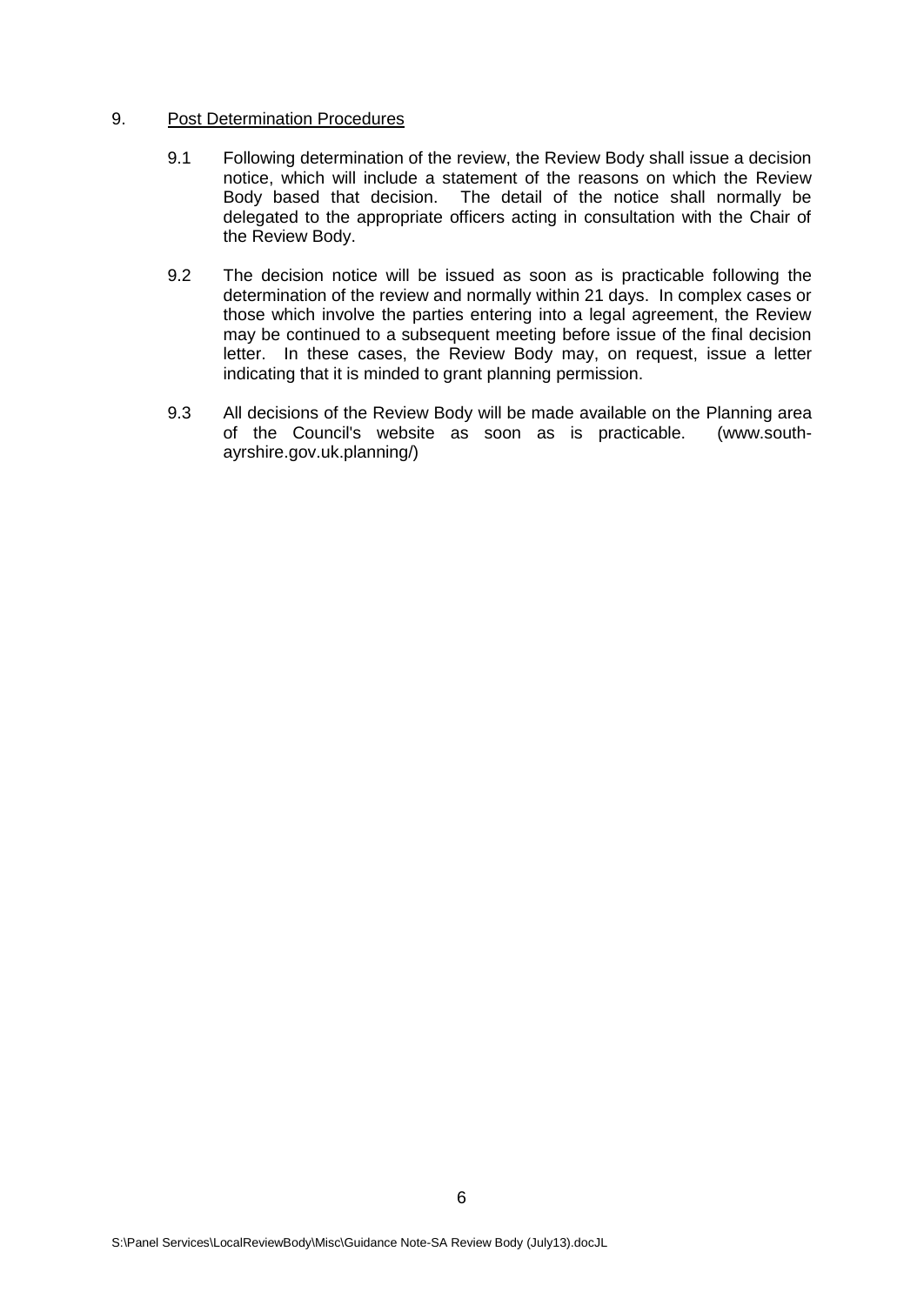## 9. Post Determination Procedures

9.1 Following determination of the review, the Review Body shall issue a decision notice, which will include a statement of the reasons on which the Review Body based that decision. The detail of the notice shall normally be delegated to the appropriate officers acting in consultation with the Chair of the Review Body.

9.2 The decision notice will be issued as soon as is practicable following the determination of the review and normally within 21 days. In complex cases or those which involve the parties entering into a legal agreement, the Review may be continued to a subsequent meeting before issue of the final decision letter. In these cases, the Review Body may, on request, issue a letter indicating that it is minded to grant planning permission.

9.3 All decisions of the Review Body will be made available on the Planning area of the Council's website as soon as is practicable. (www.south-ayrshire.gov.uk.planning/)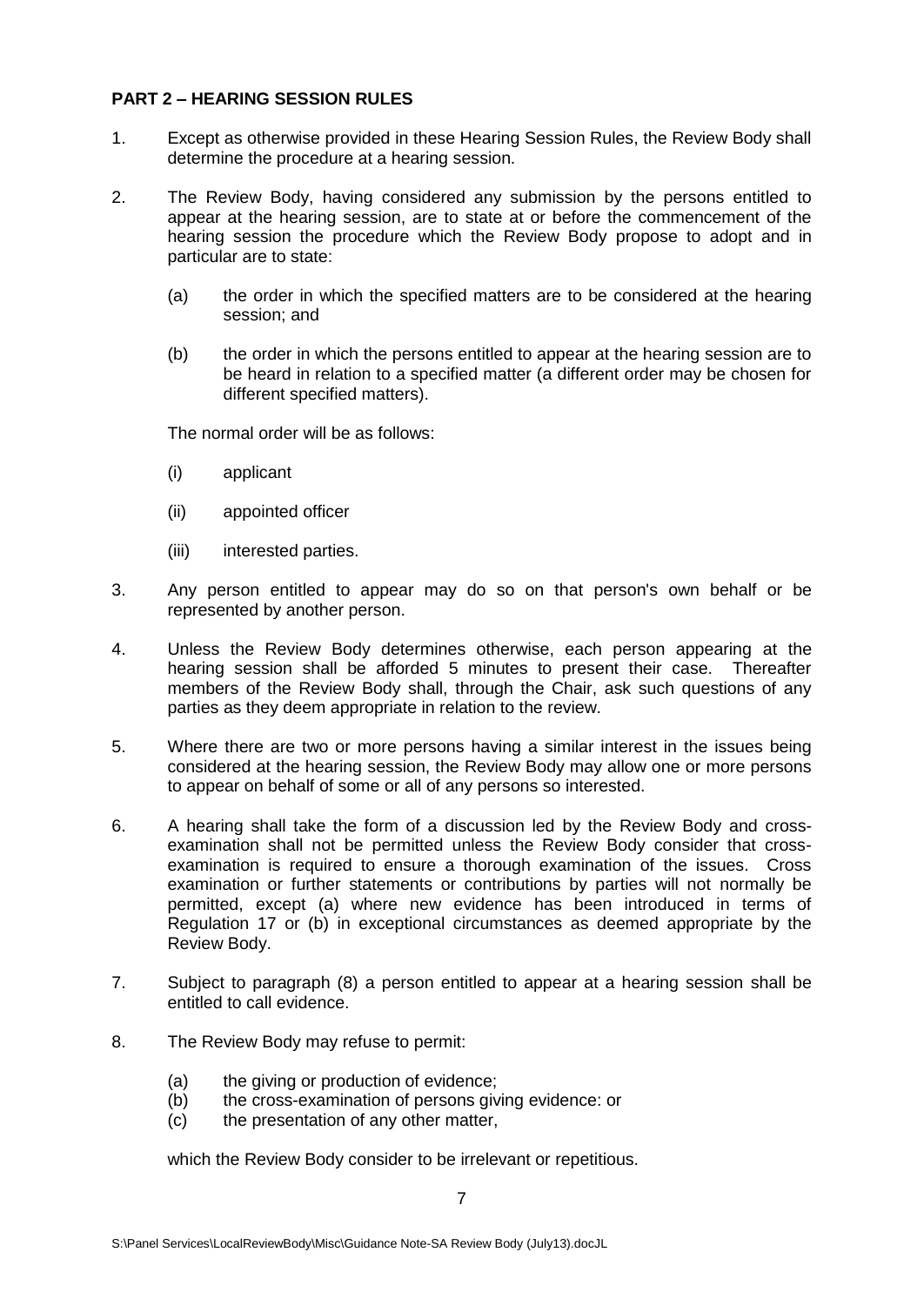**PART 2 – HEARING SESSION RULES**

1. Except as otherwise provided in these Hearing Session Rules, the Review Body shall determine the procedure at a hearing session.

2. The Review Body, having considered any submission by the persons entitled to appear at the hearing session, are to state at or before the commencement of the hearing session the procedure which the Review Body propose to adopt and in particular are to state:

   (a) the order in which the specified matters are to be considered at the hearing session; and

   (b) the order in which the persons entitled to appear at the hearing session are to be heard in relation to a specified matter (a different order may be chosen for different specified matters).

   The normal order will be as follows:

   (i) applicant

   (ii) appointed officer

   (iii) interested parties.

3. Any person entitled to appear may do so on that person's own behalf or be represented by another person.

4. Unless the Review Body determines otherwise, each person appearing at the hearing session shall be afforded 5 minutes to present their case. Thereafter members of the Review Body shall, through the Chair, ask such questions of any parties as they deem appropriate in relation to the review.

5. Where there are two or more persons having a similar interest in the issues being considered at the hearing session, the Review Body may allow one or more persons to appear on behalf of some or all of any persons so interested.

6. A hearing shall take the form of a discussion led by the Review Body and cross-examination shall not be permitted unless the Review Body consider that cross-examination is required to ensure a thorough examination of the issues. Cross examination or further statements or contributions by parties will not normally be permitted, except (a) where new evidence has been introduced in terms of Regulation 17 or (b) in exceptional circumstances as deemed appropriate by the Review Body.

7. Subject to paragraph (8) a person entitled to appear at a hearing session shall be entitled to call evidence.

8. The Review Body may refuse to permit:

   (a) the giving or production of evidence;
   (b) the cross-examination of persons giving evidence: or
   (c) the presentation of any other matter,

   which the Review Body consider to be irrelevant or repetitious.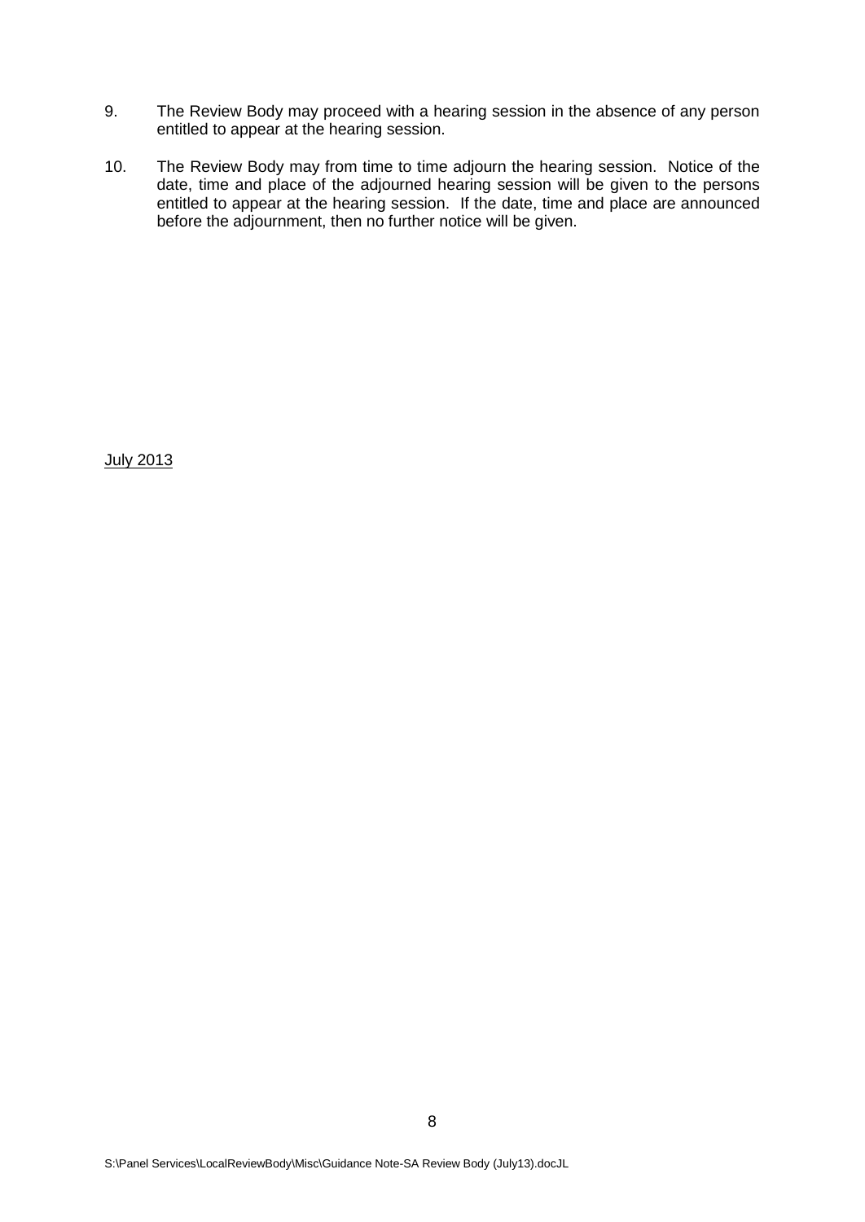9. The Review Body may proceed with a hearing session in the absence of any person entitled to appear at the hearing session.

10. The Review Body may from time to time adjourn the hearing session. Notice of the date, time and place of the adjourned hearing session will be given to the persons entitled to appear at the hearing session. If the date, time and place are announced before the adjournment, then no further notice will be given.

<u>July 2013</u>